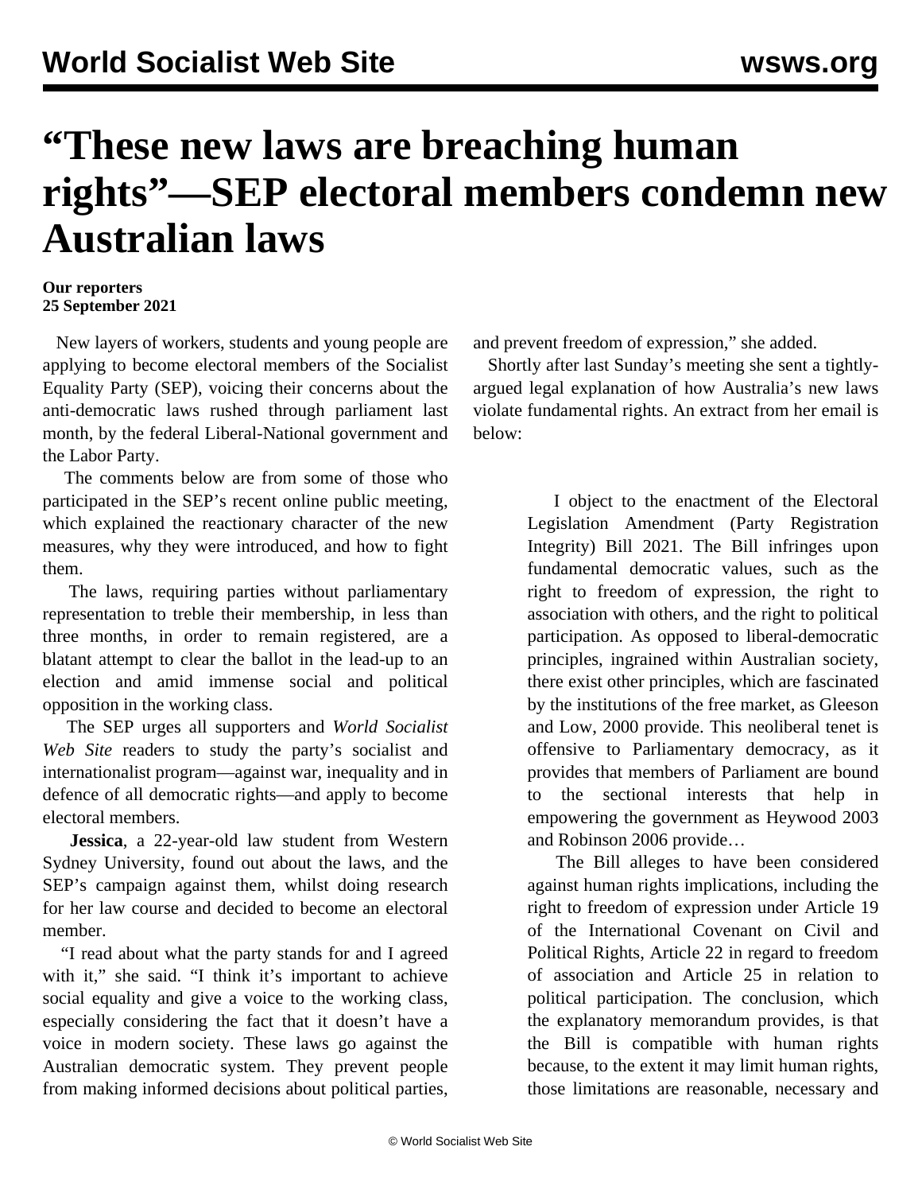# "These new laws are breaching human rights"—SEP electoral members condemn new Australian laws

**Our reporters**
**25 September 2021**

New layers of workers, students and young people are applying to become electoral members of the Socialist Equality Party (SEP), voicing their concerns about the anti-democratic laws rushed through parliament last month, by the federal Liberal-National government and the Labor Party.

The comments below are from some of those who participated in the SEP's recent online public meeting, which explained the reactionary character of the new measures, why they were introduced, and how to fight them.

The laws, requiring parties without parliamentary representation to treble their membership, in less than three months, in order to remain registered, are a blatant attempt to clear the ballot in the lead-up to an election and amid immense social and political opposition in the working class.

The SEP urges all supporters and *World Socialist Web Site* readers to study the party's socialist and internationalist program—against war, inequality and in defence of all democratic rights—and apply to become electoral members.

**Jessica**, a 22-year-old law student from Western Sydney University, found out about the laws, and the SEP's campaign against them, whilst doing research for her law course and decided to become an electoral member.

"I read about what the party stands for and I agreed with it," she said. "I think it's important to achieve social equality and give a voice to the working class, especially considering the fact that it doesn't have a voice in modern society. These laws go against the Australian democratic system. They prevent people from making informed decisions about political parties, and prevent freedom of expression," she added.

Shortly after last Sunday's meeting she sent a tightly-argued legal explanation of how Australia's new laws violate fundamental rights. An extract from her email is below:

> I object to the enactment of the Electoral Legislation Amendment (Party Registration Integrity) Bill 2021. The Bill infringes upon fundamental democratic values, such as the right to freedom of expression, the right to association with others, and the right to political participation. As opposed to liberal-democratic principles, ingrained within Australian society, there exist other principles, which are fascinated by the institutions of the free market, as Gleeson and Low, 2000 provide. This neoliberal tenet is offensive to Parliamentary democracy, as it provides that members of Parliament are bound to the sectional interests that help in empowering the government as Heywood 2003 and Robinson 2006 provide…
>
> The Bill alleges to have been considered against human rights implications, including the right to freedom of expression under Article 19 of the International Covenant on Civil and Political Rights, Article 22 in regard to freedom of association and Article 25 in relation to political participation. The conclusion, which the explanatory memorandum provides, is that the Bill is compatible with human rights because, to the extent it may limit human rights, those limitations are reasonable, necessary and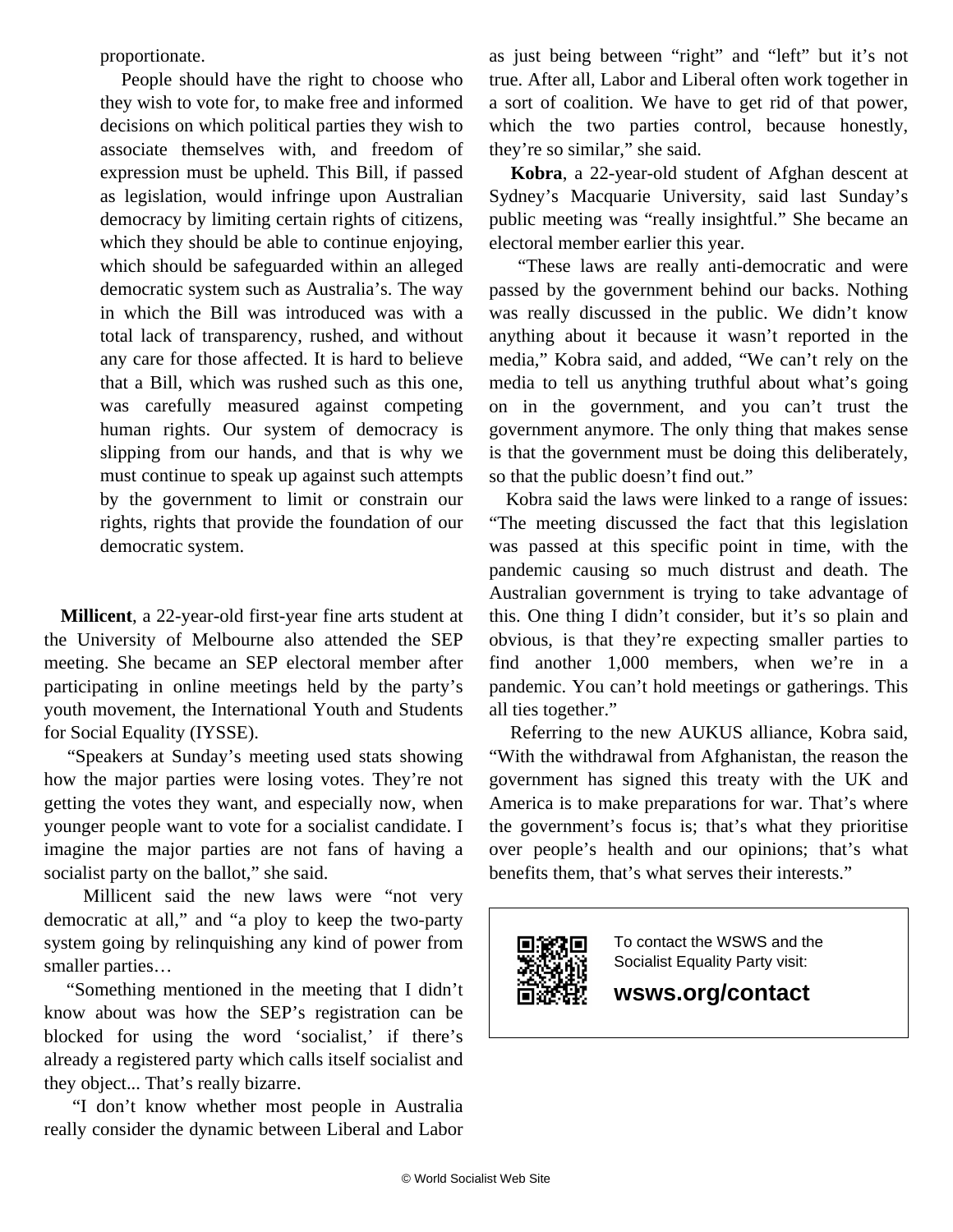proportionate.

People should have the right to choose who they wish to vote for, to make free and informed decisions on which political parties they wish to associate themselves with, and freedom of expression must be upheld. This Bill, if passed as legislation, would infringe upon Australian democracy by limiting certain rights of citizens, which they should be able to continue enjoying, which should be safeguarded within an alleged democratic system such as Australia's. The way in which the Bill was introduced was with a total lack of transparency, rushed, and without any care for those affected. It is hard to believe that a Bill, which was rushed such as this one, was carefully measured against competing human rights. Our system of democracy is slipping from our hands, and that is why we must continue to speak up against such attempts by the government to limit or constrain our rights, rights that provide the foundation of our democratic system.

**Millicent**, a 22-year-old first-year fine arts student at the University of Melbourne also attended the SEP meeting. She became an SEP electoral member after participating in online meetings held by the party's youth movement, the International Youth and Students for Social Equality (IYSSE).

"Speakers at Sunday's meeting used stats showing how the major parties were losing votes. They're not getting the votes they want, and especially now, when younger people want to vote for a socialist candidate. I imagine the major parties are not fans of having a socialist party on the ballot," she said.

Millicent said the new laws were "not very democratic at all," and "a ploy to keep the two-party system going by relinquishing any kind of power from smaller parties…

"Something mentioned in the meeting that I didn't know about was how the SEP's registration can be blocked for using the word 'socialist,' if there's already a registered party which calls itself socialist and they object... That's really bizarre.

"I don't know whether most people in Australia really consider the dynamic between Liberal and Labor as just being between "right" and "left" but it's not true. After all, Labor and Liberal often work together in a sort of coalition. We have to get rid of that power, which the two parties control, because honestly, they're so similar," she said.

**Kobra**, a 22-year-old student of Afghan descent at Sydney's Macquarie University, said last Sunday's public meeting was "really insightful." She became an electoral member earlier this year.

"These laws are really anti-democratic and were passed by the government behind our backs. Nothing was really discussed in the public. We didn't know anything about it because it wasn't reported in the media," Kobra said, and added, "We can't rely on the media to tell us anything truthful about what's going on in the government, and you can't trust the government anymore. The only thing that makes sense is that the government must be doing this deliberately, so that the public doesn't find out."

Kobra said the laws were linked to a range of issues: "The meeting discussed the fact that this legislation was passed at this specific point in time, with the pandemic causing so much distrust and death. The Australian government is trying to take advantage of this. One thing I didn't consider, but it's so plain and obvious, is that they're expecting smaller parties to find another 1,000 members, when we're in a pandemic. You can't hold meetings or gatherings. This all ties together."

Referring to the new AUKUS alliance, Kobra said, "With the withdrawal from Afghanistan, the reason the government has signed this treaty with the UK and America is to make preparations for war. That's where the government's focus is; that's what they prioritise over people's health and our opinions; that's what benefits them, that's what serves their interests."

To contact the WSWS and the Socialist Equality Party visit:

**wsws.org/contact**